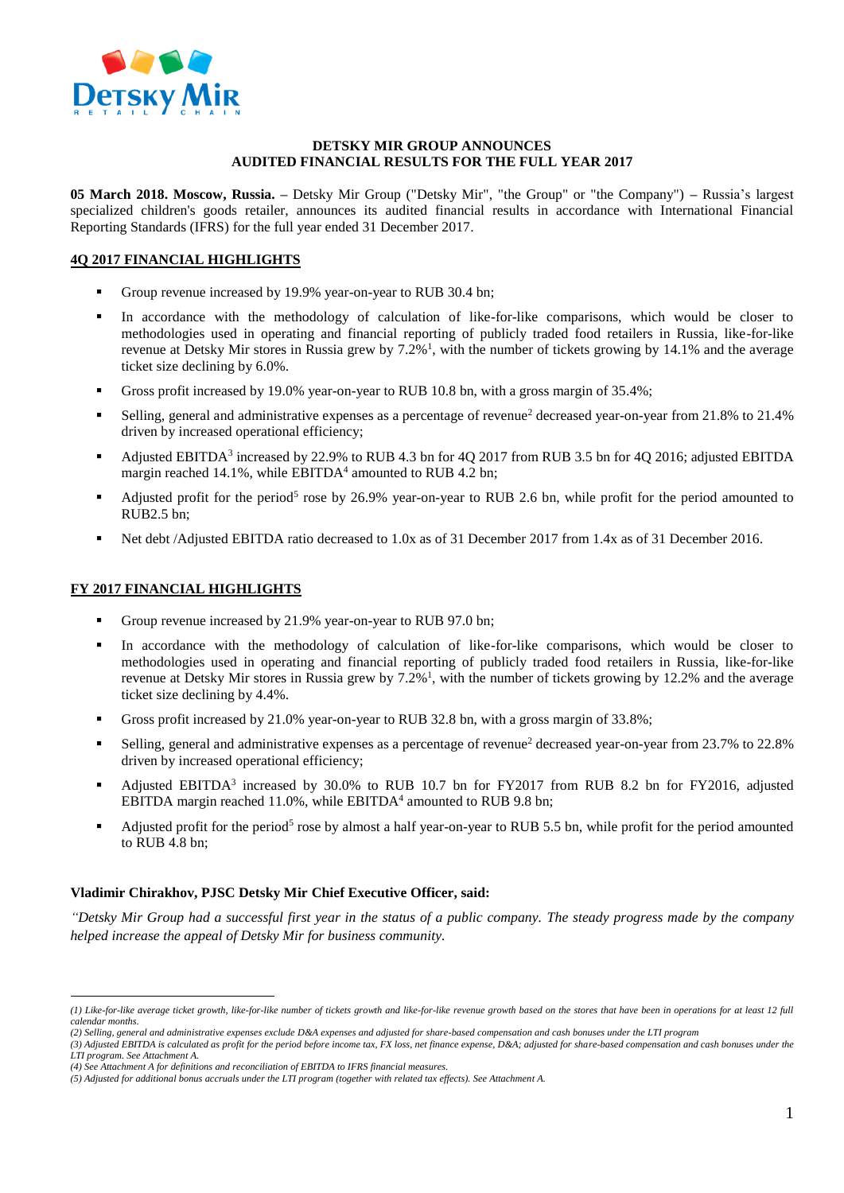**DETSKY MIR GROUP ANNOUNCES**
**AUDITED FINANCIAL RESULTS FOR THE FULL YEAR 2017**

**05 March 2018. Moscow, Russia. –** Detsky Mir Group ("Detsky Mir", "the Group" or "the Company") **–** Russia's largest specialized children's goods retailer, announces its audited financial results in accordance with International Financial Reporting Standards (IFRS) for the full year ended 31 December 2017.

## 4Q 2017 FINANCIAL HIGHLIGHTS

- Group revenue increased by 19.9% year-on-year to RUB 30.4 bn;
- In accordance with the methodology of calculation of like-for-like comparisons, which would be closer to methodologies used in operating and financial reporting of publicly traded food retailers in Russia, like-for-like revenue at Detsky Mir stores in Russia grew by 7.2%[1], with the number of tickets growing by 14.1% and the average ticket size declining by 6.0%.
- Gross profit increased by 19.0% year-on-year to RUB 10.8 bn, with a gross margin of 35.4%;
- Selling, general and administrative expenses as a percentage of revenue[2] decreased year-on-year from 21.8% to 21.4% driven by increased operational efficiency;
- Adjusted EBITDA[3] increased by 22.9% to RUB 4.3 bn for 4Q 2017 from RUB 3.5 bn for 4Q 2016; adjusted EBITDA margin reached 14.1%, while EBITDA[4] amounted to RUB 4.2 bn;
- Adjusted profit for the period[5] rose by 26.9% year-on-year to RUB 2.6 bn, while profit for the period amounted to RUB2.5 bn;
- Net debt /Adjusted EBITDA ratio decreased to 1.0x as of 31 December 2017 from 1.4x as of 31 December 2016.

## FY 2017 FINANCIAL HIGHLIGHTS

- Group revenue increased by 21.9% year-on-year to RUB 97.0 bn;
- In accordance with the methodology of calculation of like-for-like comparisons, which would be closer to methodologies used in operating and financial reporting of publicly traded food retailers in Russia, like-for-like revenue at Detsky Mir stores in Russia grew by 7.2%[1], with the number of tickets growing by 12.2% and the average ticket size declining by 4.4%.
- Gross profit increased by 21.0% year-on-year to RUB 32.8 bn, with a gross margin of 33.8%;
- Selling, general and administrative expenses as a percentage of revenue[2] decreased year-on-year from 23.7% to 22.8% driven by increased operational efficiency;
- Adjusted EBITDA[3] increased by 30.0% to RUB 10.7 bn for FY2017 from RUB 8.2 bn for FY2016, adjusted EBITDA margin reached 11.0%, while EBITDA[4] amounted to RUB 9.8 bn;
- Adjusted profit for the period[5] rose by almost a half year-on-year to RUB 5.5 bn, while profit for the period amounted to RUB 4.8 bn;

**Vladimir Chirakhov, PJSC Detsky Mir Chief Executive Officer, said:**

*"Detsky Mir Group had a successful first year in the status of a public company. The steady progress made by the company helped increase the appeal of Detsky Mir for business community.*

---

*(1) Like-for-like average ticket growth, like-for-like number of tickets growth and like-for-like revenue growth based on the stores that have been in operations for at least 12 full calendar months.*
*(2) Selling, general and administrative expenses exclude D&A expenses and adjusted for share-based compensation and cash bonuses under the LTI program*
*(3) Adjusted EBITDA is calculated as profit for the period before income tax, FX loss, net finance expense, D&A; adjusted for share-based compensation and cash bonuses under the LTI program. See Attachment A.*
*(4) See Attachment A for definitions and reconciliation of EBITDA to IFRS financial measures.*
*(5) Adjusted for additional bonus accruals under the LTI program (together with related tax effects). See Attachment A.*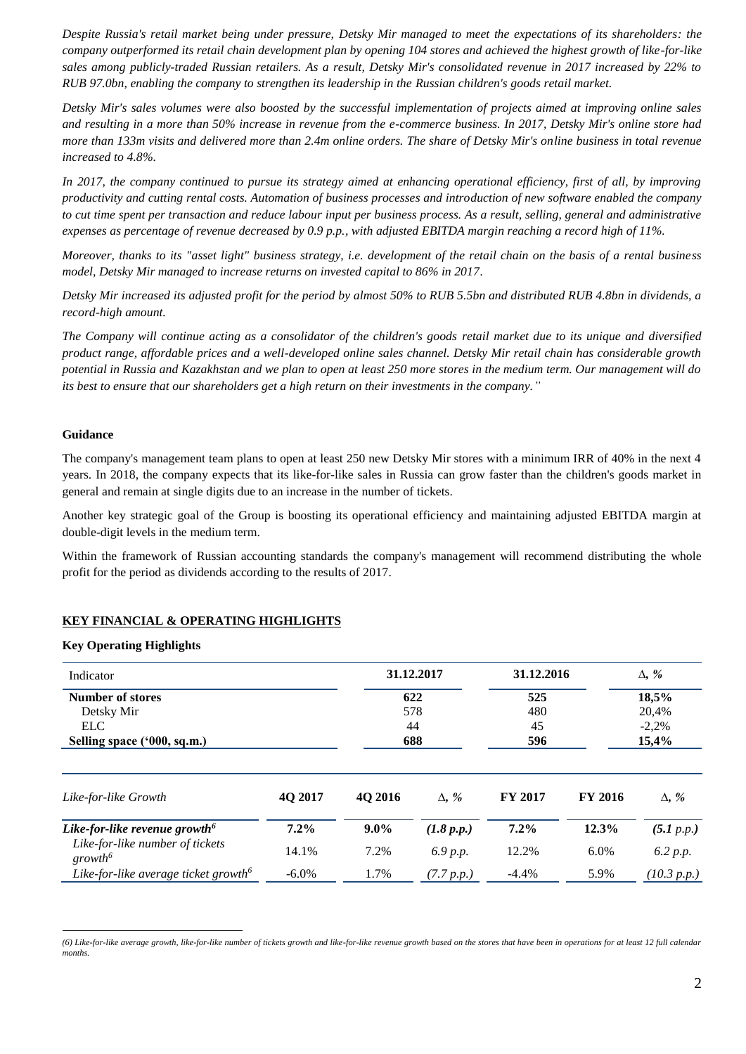*Despite Russia's retail market being under pressure, Detsky Mir managed to meet the expectations of its shareholders: the company outperformed its retail chain development plan by opening 104 stores and achieved the highest growth of like-for-like sales among publicly-traded Russian retailers. As a result, Detsky Mir's consolidated revenue in 2017 increased by 22% to RUB 97.0bn, enabling the company to strengthen its leadership in the Russian children's goods retail market.*

*Detsky Mir's sales volumes were also boosted by the successful implementation of projects aimed at improving online sales and resulting in a more than 50% increase in revenue from the e-commerce business. In 2017, Detsky Mir's online store had more than 133m visits and delivered more than 2.4m online orders. The share of Detsky Mir's online business in total revenue increased to 4.8%.*

*In 2017, the company continued to pursue its strategy aimed at enhancing operational efficiency, first of all, by improving productivity and cutting rental costs. Automation of business processes and introduction of new software enabled the company to cut time spent per transaction and reduce labour input per business process. As a result, selling, general and administrative expenses as percentage of revenue decreased by 0.9 p.p., with adjusted EBITDA margin reaching a record high of 11%.*

*Moreover, thanks to its "asset light" business strategy, i.e. development of the retail chain on the basis of a rental business model, Detsky Mir managed to increase returns on invested capital to 86% in 2017.*

*Detsky Mir increased its adjusted profit for the period by almost 50% to RUB 5.5bn and distributed RUB 4.8bn in dividends, a record-high amount.*

*The Company will continue acting as a consolidator of the children's goods retail market due to its unique and diversified product range, affordable prices and a well-developed online sales channel. Detsky Mir retail chain has considerable growth potential in Russia and Kazakhstan and we plan to open at least 250 more stores in the medium term. Our management will do its best to ensure that our shareholders get a high return on their investments in the company."*

### Guidance

The company's management team plans to open at least 250 new Detsky Mir stores with a minimum IRR of 40% in the next 4 years. In 2018, the company expects that its like-for-like sales in Russia can grow faster than the children's goods market in general and remain at single digits due to an increase in the number of tickets.

Another key strategic goal of the Group is boosting its operational efficiency and maintaining adjusted EBITDA margin at double-digit levels in the medium term.

Within the framework of Russian accounting standards the company's management will recommend distributing the whole profit for the period as dividends according to the results of 2017.

## KEY FINANCIAL & OPERATING HIGHLIGHTS

### Key Operating Highlights

| Indicator | 31.12.2017 | 31.12.2016 | Δ, % |
|---|---|---|---|
| **Number of stores** | **622** | **525** | **18,5%** |
| Detsky Mir | 578 | 480 | 20,4% |
| ELC | 44 | 45 | -2,2% |
| **Selling space ('000, sq.m.)** | **688** | **596** | **15,4%** |

| *Like-for-like Growth* | 4Q 2017 | 4Q 2016 | Δ, % | FY 2017 | FY 2016 | Δ, % |
|---|---|---|---|---|---|---|
| ***Like-for-like revenue growth***[6] | **7.2%** | **9.0%** | ***(1.8 p.p.)*** | **7.2%** | **12.3%** | ***(5.1 p.p.)*** |
| *Like-for-like number of tickets growth*[6] | 14.1% | 7.2% | *6.9 p.p.* | 12.2% | 6.0% | *6.2 p.p.* |
| *Like-for-like average ticket growth*[6] | -6.0% | 1.7% | *(7.7 p.p.)* | -4.4% | 5.9% | *(10.3 p.p.)* |

*(6) Like-for-like average growth, like-for-like number of tickets growth and like-for-like revenue growth based on the stores that have been in operations for at least 12 full calendar months.*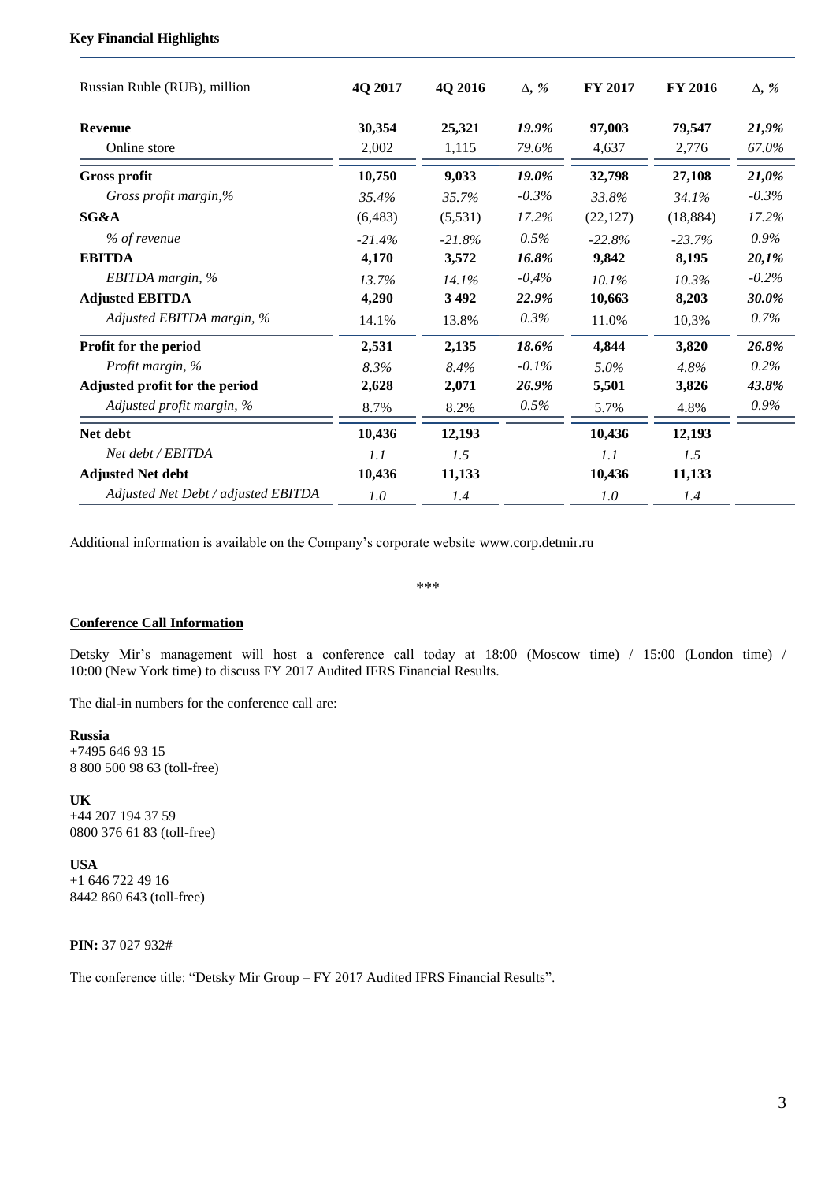**Key Financial Highlights**

| Russian Ruble (RUB), million | 4Q 2017 | 4Q 2016 | Δ, % | FY 2017 | FY 2016 | Δ, % |
|---|---|---|---|---|---|---|
| **Revenue** | **30,354** | **25,321** | ***19.9%*** | **97,003** | **79,547** | ***21,9%*** |
| Online store | 2,002 | 1,115 | *79.6%* | 4,637 | 2,776 | *67.0%* |
| **Gross profit** | **10,750** | **9,033** | ***19.0%*** | **32,798** | **27,108** | ***21,0%*** |
| *Gross profit margin,%* | *35.4%* | *35.7%* | *-0.3%* | *33.8%* | *34.1%* | *-0.3%* |
| **SG&A** | (6,483) | (5,531) | *17.2%* | (22,127) | (18,884) | *17.2%* |
| *% of revenue* | *-21.4%* | *-21.8%* | *0.5%* | *-22.8%* | *-23.7%* | *0.9%* |
| **EBITDA** | **4,170** | **3,572** | ***16.8%*** | **9,842** | **8,195** | ***20,1%*** |
| *EBITDA margin, %* | *13.7%* | *14.1%* | *-0,4%* | *10.1%* | *10.3%* | *-0.2%* |
| **Adjusted EBITDA** | **4,290** | **3 492** | ***22.9%*** | **10,663** | **8,203** | ***30.0%*** |
| *Adjusted EBITDA margin, %* | 14.1% | 13.8% | *0.3%* | 11.0% | 10,3% | *0.7%* |
| **Profit for the period** | **2,531** | **2,135** | ***18.6%*** | **4,844** | **3,820** | ***26.8%*** |
| *Profit margin, %* | *8.3%* | *8.4%* | *-0.1%* | *5.0%* | *4.8%* | *0.2%* |
| **Adjusted profit for the period** | **2,628** | **2,071** | ***26.9%*** | **5,501** | **3,826** | ***43.8%*** |
| *Adjusted profit margin, %* | 8.7% | 8.2% | *0.5%* | 5.7% | 4.8% | *0.9%* |
| **Net debt** | **10,436** | **12,193** | | **10,436** | **12,193** | |
| *Net debt / EBITDA* | *1.1* | *1.5* | | *1.1* | *1.5* | |
| **Adjusted Net debt** | **10,436** | **11,133** | | **10,436** | **11,133** | |
| *Adjusted Net Debt / adjusted EBITDA* | *1.0* | *1.4* | | *1.0* | *1.4* | |

Additional information is available on the Company's corporate website www.corp.detmir.ru

\*\*\*

**Conference Call Information**

Detsky Mir's management will host a conference call today at 18:00 (Moscow time) / 15:00 (London time) / 10:00 (New York time) to discuss FY 2017 Audited IFRS Financial Results.

The dial-in numbers for the conference call are:

**Russia**
+7495 646 93 15
8 800 500 98 63 (toll-free)

**UK**
+44 207 194 37 59
0800 376 61 83 (toll-free)

**USA**
+1 646 722 49 16
8442 860 643 (toll-free)

**PIN:** 37 027 932#

The conference title: "Detsky Mir Group – FY 2017 Audited IFRS Financial Results".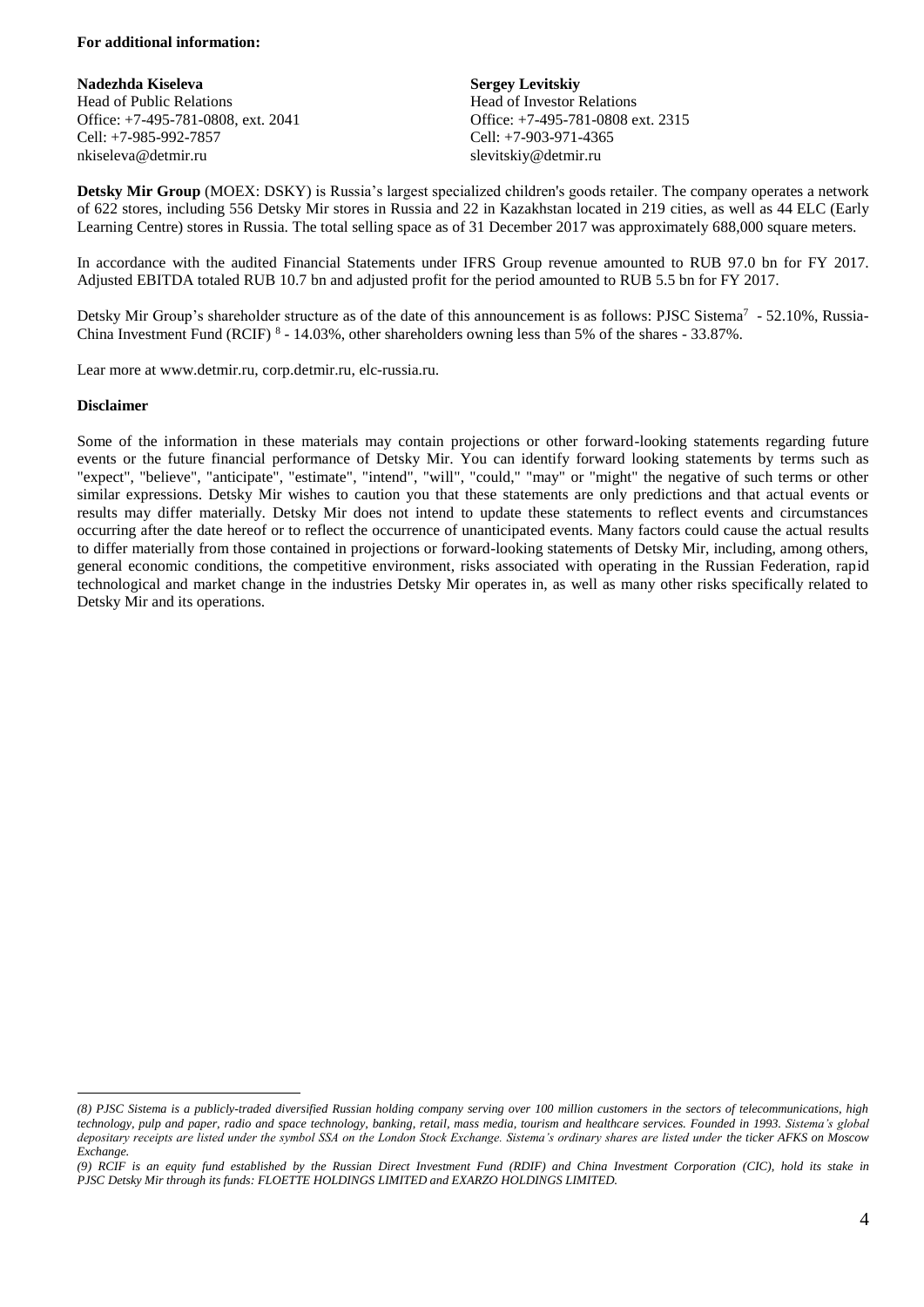**For additional information:**

**Nadezhda Kiseleva**
Head of Public Relations
Office: +7-495-781-0808, ext. 2041
Cell: +7-985-992-7857
nkiseleva@detmir.ru

**Sergey Levitskiy**
Head of Investor Relations
Office: +7-495-781-0808 ext. 2315
Cell: +7-903-971-4365
slevitskiy@detmir.ru

**Detsky Mir Group** (MOEX: DSKY) is Russia's largest specialized children's goods retailer. The company operates a network of 622 stores, including 556 Detsky Mir stores in Russia and 22 in Kazakhstan located in 219 cities, as well as 44 ELC (Early Learning Centre) stores in Russia. The total selling space as of 31 December 2017 was approximately 688,000 square meters.

In accordance with the audited Financial Statements under IFRS Group revenue amounted to RUB 97.0 bn for FY 2017. Adjusted EBITDA totaled RUB 10.7 bn and adjusted profit for the period amounted to RUB 5.5 bn for FY 2017.

Detsky Mir Group's shareholder structure as of the date of this announcement is as follows: PJSC Sistema[7] - 52.10%, Russia-China Investment Fund (RCIF) [8] - 14.03%, other shareholders owning less than 5% of the shares - 33.87%.

Lear more at www.detmir.ru, corp.detmir.ru, elc-russia.ru.

**Disclaimer**

Some of the information in these materials may contain projections or other forward-looking statements regarding future events or the future financial performance of Detsky Mir. You can identify forward looking statements by terms such as "expect", "believe", "anticipate", "estimate", "intend", "will", "could," "may" or "might" the negative of such terms or other similar expressions. Detsky Mir wishes to caution you that these statements are only predictions and that actual events or results may differ materially. Detsky Mir does not intend to update these statements to reflect events and circumstances occurring after the date hereof or to reflect the occurrence of unanticipated events. Many factors could cause the actual results to differ materially from those contained in projections or forward-looking statements of Detsky Mir, including, among others, general economic conditions, the competitive environment, risks associated with operating in the Russian Federation, rapid technological and market change in the industries Detsky Mir operates in, as well as many other risks specifically related to Detsky Mir and its operations.

---

*(8) PJSC Sistema is a publicly-traded diversified Russian holding company serving over 100 million customers in the sectors of telecommunications, high technology, pulp and paper, radio and space technology, banking, retail, mass media, tourism and healthcare services. Founded in 1993. Sistema's global depositary receipts are listed under the symbol SSA on the London Stock Exchange. Sistema's ordinary shares are listed under the ticker AFKS on Moscow Exchange.*

*(9) RCIF is an equity fund established by the Russian Direct Investment Fund (RDIF) and China Investment Corporation (CIC), hold its stake in PJSC Detsky Mir through its funds: FLOETTE HOLDINGS LIMITED and EXARZO HOLDINGS LIMITED.*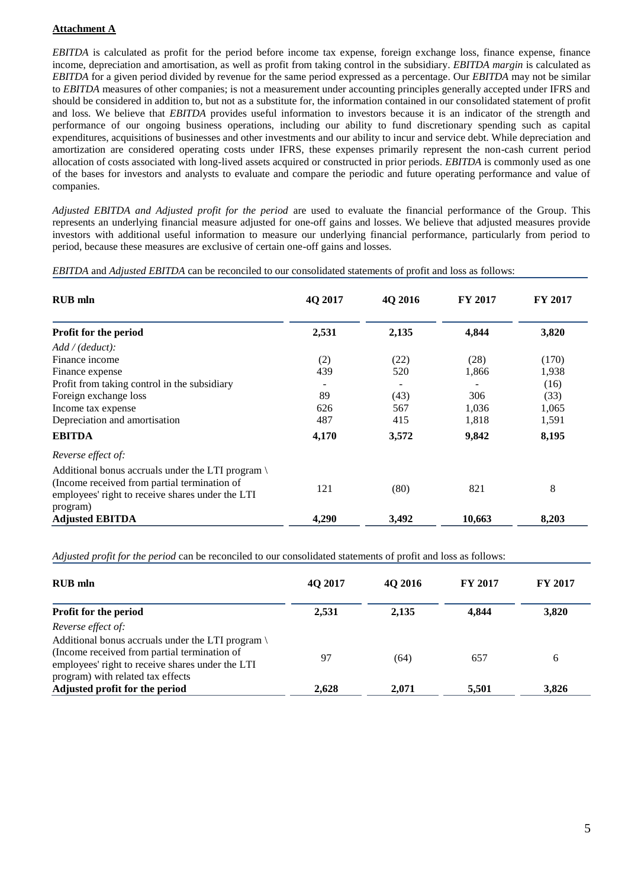**Attachment A**

*EBITDA* is calculated as profit for the period before income tax expense, foreign exchange loss, finance expense, finance income, depreciation and amortisation, as well as profit from taking control in the subsidiary. *EBITDA margin* is calculated as *EBITDA* for a given period divided by revenue for the same period expressed as a percentage. Our *EBITDA* may not be similar to *EBITDA* measures of other companies; is not a measurement under accounting principles generally accepted under IFRS and should be considered in addition to, but not as a substitute for, the information contained in our consolidated statement of profit and loss. We believe that *EBITDA* provides useful information to investors because it is an indicator of the strength and performance of our ongoing business operations, including our ability to fund discretionary spending such as capital expenditures, acquisitions of businesses and other investments and our ability to incur and service debt. While depreciation and amortization are considered operating costs under IFRS, these expenses primarily represent the non-cash current period allocation of costs associated with long-lived assets acquired or constructed in prior periods. *EBITDA* is commonly used as one of the bases for investors and analysts to evaluate and compare the periodic and future operating performance and value of companies.

*Adjusted EBITDA and Adjusted profit for the period* are used to evaluate the financial performance of the Group. This represents an underlying financial measure adjusted for one-off gains and losses. We believe that adjusted measures provide investors with additional useful information to measure our underlying financial performance, particularly from period to period, because these measures are exclusive of certain one-off gains and losses.

*EBITDA* and *Adjusted EBITDA* can be reconciled to our consolidated statements of profit and loss as follows:

| RUB mln | 4Q 2017 | 4Q 2016 | FY 2017 | FY 2017 |
|---|---|---|---|---|
| **Profit for the period** | **2,531** | **2,135** | **4,844** | **3,820** |
| *Add / (deduct):* | | | | |
| Finance income | (2) | (22) | (28) | (170) |
| Finance expense | 439 | 520 | 1,866 | 1,938 |
| Profit from taking control in the subsidiary | - | - | - | (16) |
| Foreign exchange loss | 89 | (43) | 306 | (33) |
| Income tax expense | 626 | 567 | 1,036 | 1,065 |
| Depreciation and amortisation | 487 | 415 | 1,818 | 1,591 |
| **EBITDA** | **4,170** | **3,572** | **9,842** | **8,195** |
| *Reverse effect of:* | | | | |
| Additional bonus accruals under the LTI program \ (Income received from partial termination of employees' right to receive shares under the LTI program) | 121 | (80) | 821 | 8 |
| **Adjusted EBITDA** | **4,290** | **3,492** | **10,663** | **8,203** |

*Adjusted profit for the period* can be reconciled to our consolidated statements of profit and loss as follows:

| RUB mln | 4Q 2017 | 4Q 2016 | FY 2017 | FY 2017 |
|---|---|---|---|---|
| **Profit for the period** | **2,531** | **2,135** | **4,844** | **3,820** |
| *Reverse effect of:* | | | | |
| Additional bonus accruals under the LTI program \ (Income received from partial termination of employees' right to receive shares under the LTI program) with related tax effects | 97 | (64) | 657 | 6 |
| **Adjusted profit for the period** | **2,628** | **2,071** | **5,501** | **3,826** |